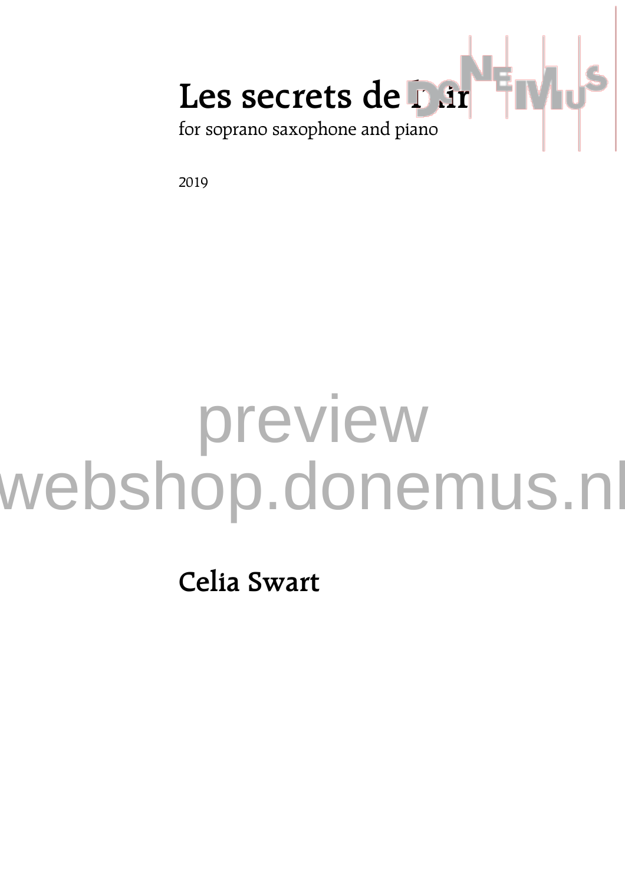# Les secrets de l'air

for soprano saxophone and piano

2019

preview
webshop.donemus.nl

## Celia Swart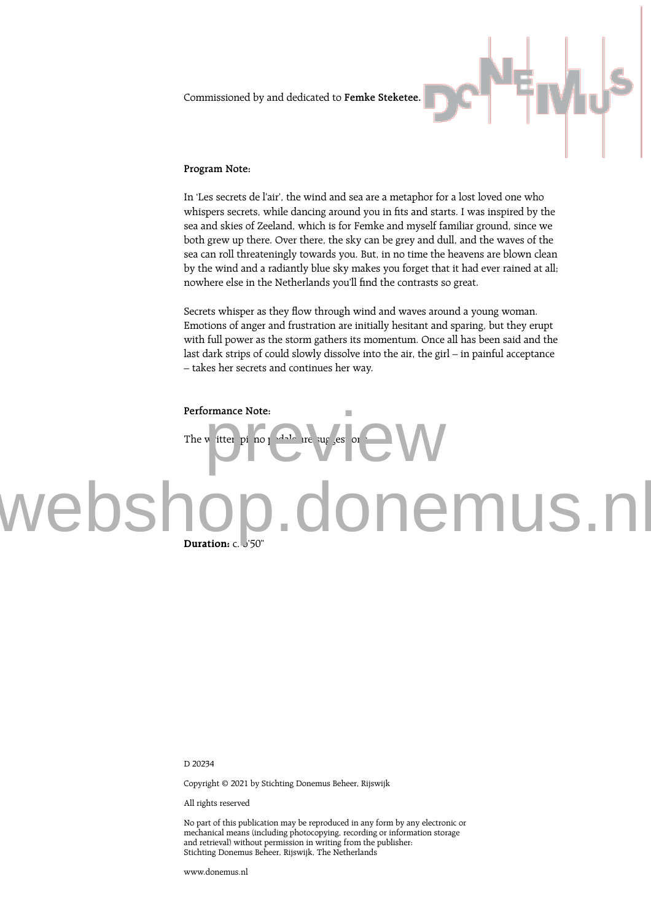Commissioned by and dedicated to **Femke Steketee.**

**Program Note:**

In 'Les secrets de l'air', the wind and sea are a metaphor for a lost loved one who whispers secrets, while dancing around you in fits and starts. I was inspired by the sea and skies of Zeeland, which is for Femke and myself familiar ground, since we both grew up there. Over there, the sky can be grey and dull, and the waves of the sea can roll threateningly towards you. But, in no time the heavens are blown clean by the wind and a radiantly blue sky makes you forget that it had ever rained at all; nowhere else in the Netherlands you'll find the contrasts so great.

Secrets whisper as they flow through wind and waves around a young woman. Emotions of anger and frustration are initially hesitant and sparing, but they erupt with full power as the storm gathers its momentum. Once all has been said and the last dark strips of could slowly dissolve into the air, the girl – in painful acceptance – takes her secrets and continues her way.

**Performance Note:**

The written piano pedals are suggestions.

**Duration:** c. 5'50"

D 20234

Copyright © 2021 by Stichting Donemus Beheer, Rijswijk

All rights reserved

No part of this publication may be reproduced in any form by any electronic or mechanical means (including photocopying, recording or information storage and retrieval) without permission in writing from the publisher:
Stichting Donemus Beheer, Rijswijk, The Netherlands

www.donemus.nl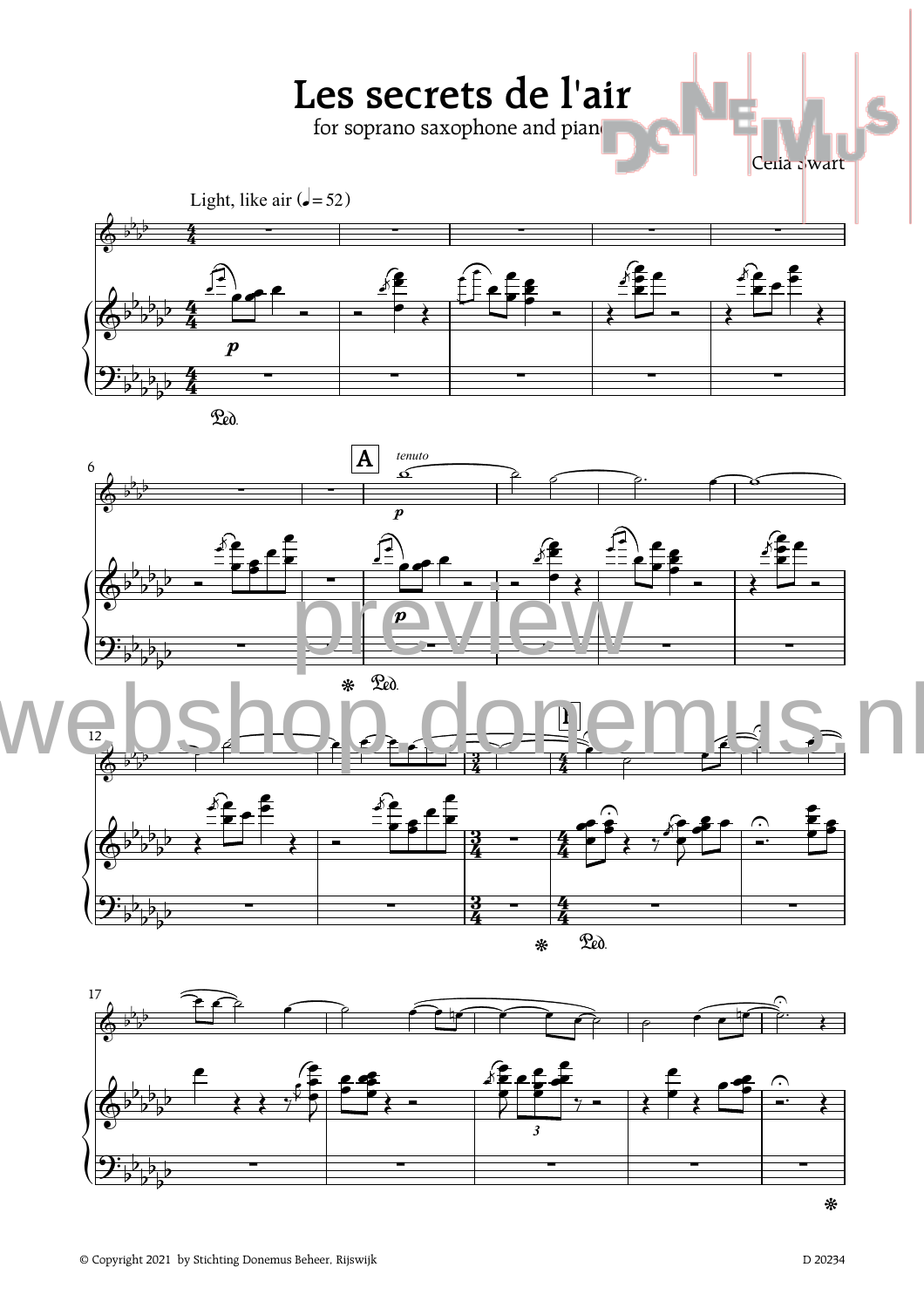# Les secrets de l'air

for soprano saxophone and piano

Celia Swart

© Copyright 2021 by Stichting Donemus Beheer, Rijswijk

D 20234